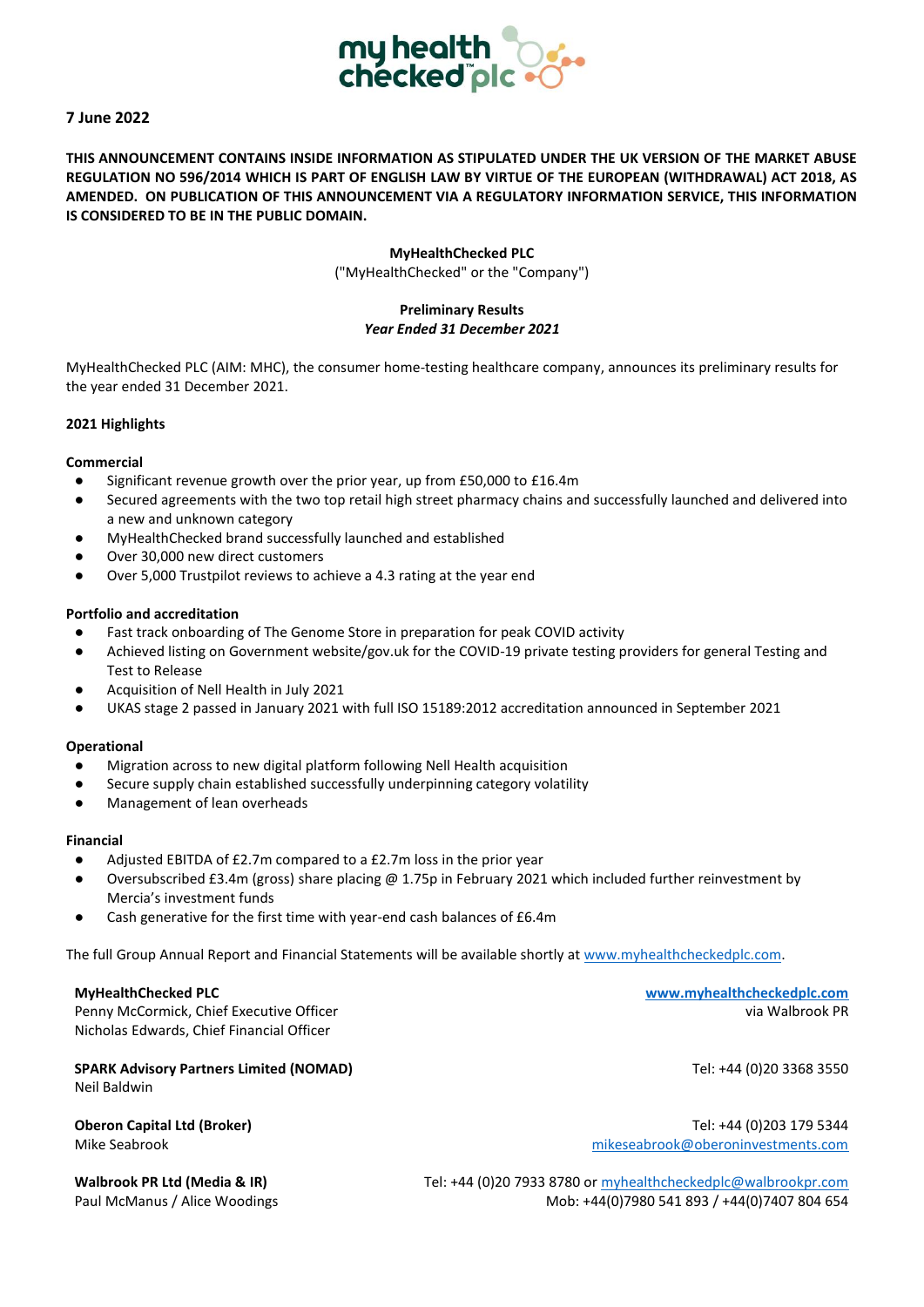**7 June 2022**

**THIS ANNOUNCEMENT CONTAINS INSIDE INFORMATION AS STIPULATED UNDER THE UK VERSION OF THE MARKET ABUSE REGULATION NO 596/2014 WHICH IS PART OF ENGLISH LAW BY VIRTUE OF THE EUROPEAN (WITHDRAWAL) ACT 2018, AS AMENDED. ON PUBLICATION OF THIS ANNOUNCEMENT VIA A REGULATORY INFORMATION SERVICE, THIS INFORMATION IS CONSIDERED TO BE IN THE PUBLIC DOMAIN.**

**MyHealthChecked PLC**
("MyHealthChecked" or the "Company")

**Preliminary Results**
***Year Ended 31 December 2021***

MyHealthChecked PLC (AIM: MHC), the consumer home-testing healthcare company, announces its preliminary results for the year ended 31 December 2021.

**2021 Highlights**

**Commercial**

- Significant revenue growth over the prior year, up from £50,000 to £16.4m
- Secured agreements with the two top retail high street pharmacy chains and successfully launched and delivered into a new and unknown category
- MyHealthChecked brand successfully launched and established
- Over 30,000 new direct customers
- Over 5,000 Trustpilot reviews to achieve a 4.3 rating at the year end

**Portfolio and accreditation**

- Fast track onboarding of The Genome Store in preparation for peak COVID activity
- Achieved listing on Government website/gov.uk for the COVID-19 private testing providers for general Testing and Test to Release
- Acquisition of Nell Health in July 2021
- UKAS stage 2 passed in January 2021 with full ISO 15189:2012 accreditation announced in September 2021

**Operational**

- Migration across to new digital platform following Nell Health acquisition
- Secure supply chain established successfully underpinning category volatility
- Management of lean overheads

**Financial**

- Adjusted EBITDA of £2.7m compared to a £2.7m loss in the prior year
- Oversubscribed £3.4m (gross) share placing @ 1.75p in February 2021 which included further reinvestment by Mercia's investment funds
- Cash generative for the first time with year-end cash balances of £6.4m

The full Group Annual Report and Financial Statements will be available shortly at www.myhealthcheckedplc.com.

**MyHealthChecked PLC** — www.myhealthcheckedplc.com
Penny McCormick, Chief Executive Officer — via Walbrook PR
Nicholas Edwards, Chief Financial Officer

**SPARK Advisory Partners Limited (NOMAD)** — Tel: +44 (0)20 3368 3550
Neil Baldwin

**Oberon Capital Ltd (Broker)** — Tel: +44 (0)203 179 5344
Mike Seabrook — mikeseabrook@oberoninvestments.com

**Walbrook PR Ltd (Media & IR)** — Tel: +44 (0)20 7933 8780 or myhealthcheckedplc@walbrookpr.com
Paul McManus / Alice Woodings — Mob: +44(0)7980 541 893 / +44(0)7407 804 654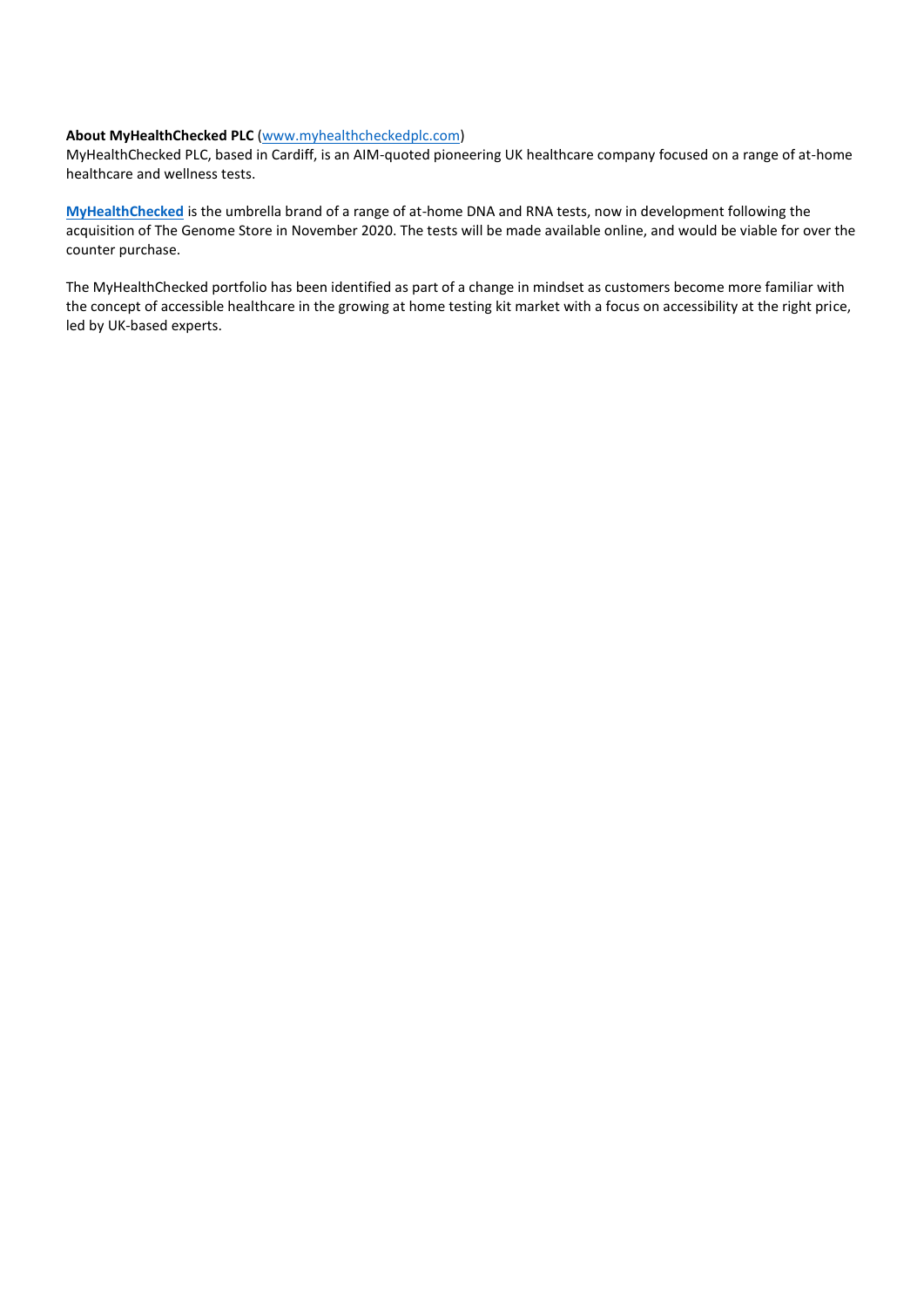**About MyHealthChecked PLC** (www.myhealthcheckedplc.com)
MyHealthChecked PLC, based in Cardiff, is an AIM-quoted pioneering UK healthcare company focused on a range of at-home healthcare and wellness tests.

**MyHealthChecked** is the umbrella brand of a range of at-home DNA and RNA tests, now in development following the acquisition of The Genome Store in November 2020. The tests will be made available online, and would be viable for over the counter purchase.

The MyHealthChecked portfolio has been identified as part of a change in mindset as customers become more familiar with the concept of accessible healthcare in the growing at home testing kit market with a focus on accessibility at the right price, led by UK-based experts.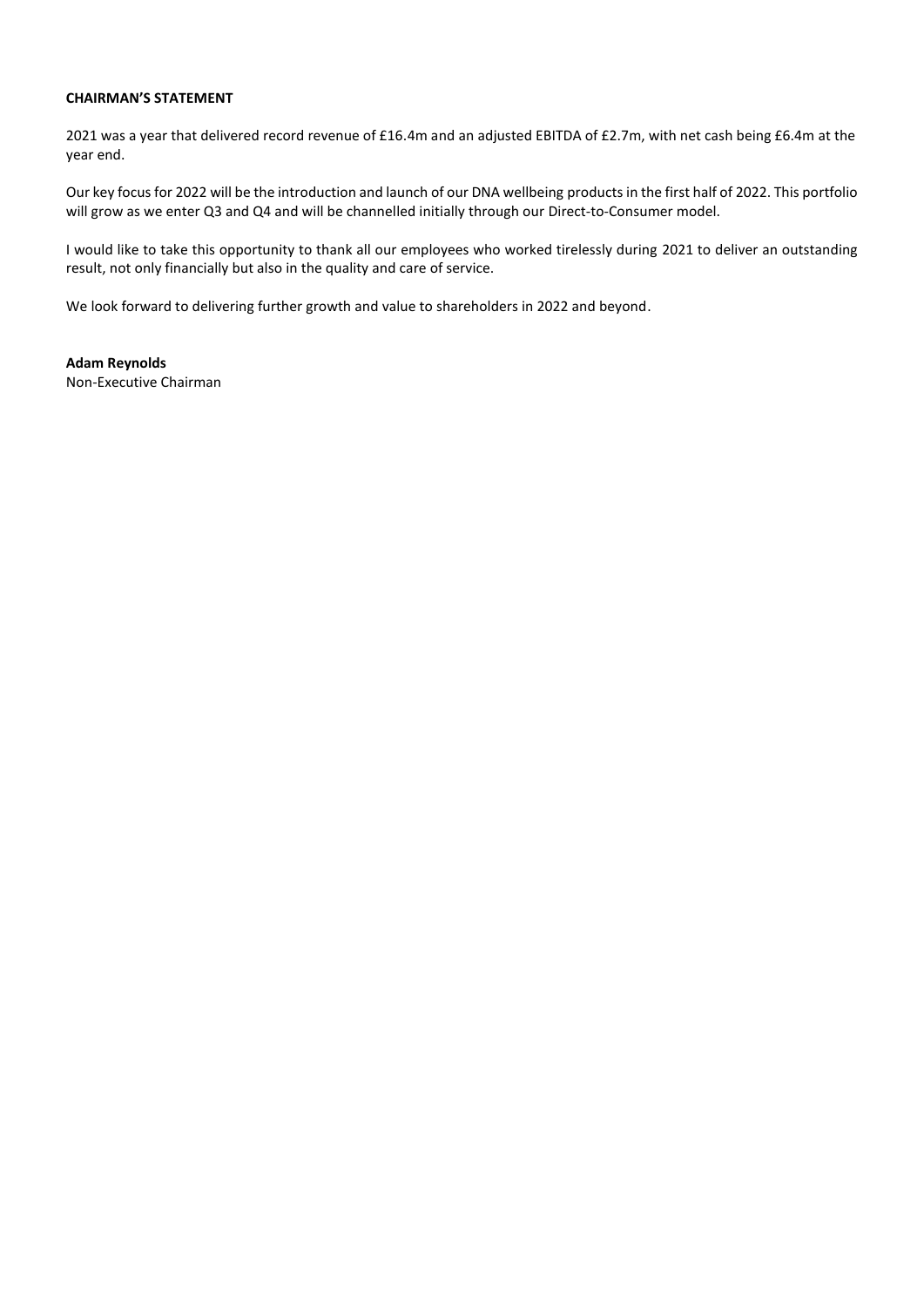# CHAIRMAN'S STATEMENT

2021 was a year that delivered record revenue of £16.4m and an adjusted EBITDA of £2.7m, with net cash being £6.4m at the year end.

Our key focus for 2022 will be the introduction and launch of our DNA wellbeing products in the first half of 2022. This portfolio will grow as we enter Q3 and Q4 and will be channelled initially through our Direct-to-Consumer model.

I would like to take this opportunity to thank all our employees who worked tirelessly during 2021 to deliver an outstanding result, not only financially but also in the quality and care of service.

We look forward to delivering further growth and value to shareholders in 2022 and beyond.

**Adam Reynolds**
Non-Executive Chairman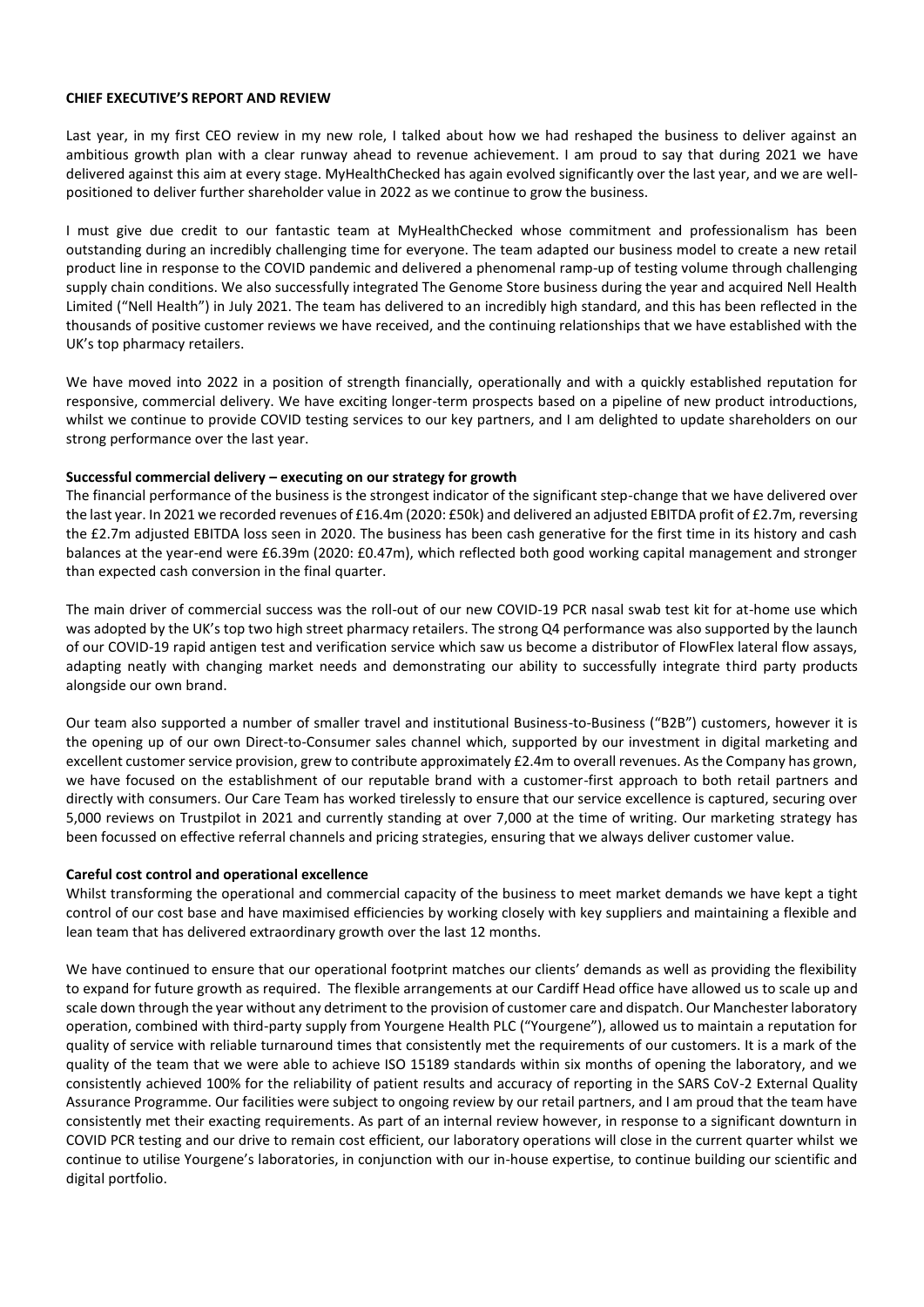**CHIEF EXECUTIVE'S REPORT AND REVIEW**

Last year, in my first CEO review in my new role, I talked about how we had reshaped the business to deliver against an ambitious growth plan with a clear runway ahead to revenue achievement. I am proud to say that during 2021 we have delivered against this aim at every stage. MyHealthChecked has again evolved significantly over the last year, and we are well-positioned to deliver further shareholder value in 2022 as we continue to grow the business.

I must give due credit to our fantastic team at MyHealthChecked whose commitment and professionalism has been outstanding during an incredibly challenging time for everyone. The team adapted our business model to create a new retail product line in response to the COVID pandemic and delivered a phenomenal ramp-up of testing volume through challenging supply chain conditions. We also successfully integrated The Genome Store business during the year and acquired Nell Health Limited ("Nell Health") in July 2021. The team has delivered to an incredibly high standard, and this has been reflected in the thousands of positive customer reviews we have received, and the continuing relationships that we have established with the UK's top pharmacy retailers.

We have moved into 2022 in a position of strength financially, operationally and with a quickly established reputation for responsive, commercial delivery. We have exciting longer-term prospects based on a pipeline of new product introductions, whilst we continue to provide COVID testing services to our key partners, and I am delighted to update shareholders on our strong performance over the last year.

**Successful commercial delivery – executing on our strategy for growth**

The financial performance of the business is the strongest indicator of the significant step-change that we have delivered over the last year. In 2021 we recorded revenues of £16.4m (2020: £50k) and delivered an adjusted EBITDA profit of £2.7m, reversing the £2.7m adjusted EBITDA loss seen in 2020. The business has been cash generative for the first time in its history and cash balances at the year-end were £6.39m (2020: £0.47m), which reflected both good working capital management and stronger than expected cash conversion in the final quarter.

The main driver of commercial success was the roll-out of our new COVID-19 PCR nasal swab test kit for at-home use which was adopted by the UK's top two high street pharmacy retailers. The strong Q4 performance was also supported by the launch of our COVID-19 rapid antigen test and verification service which saw us become a distributor of FlowFlex lateral flow assays, adapting neatly with changing market needs and demonstrating our ability to successfully integrate third party products alongside our own brand.

Our team also supported a number of smaller travel and institutional Business-to-Business ("B2B") customers, however it is the opening up of our own Direct-to-Consumer sales channel which, supported by our investment in digital marketing and excellent customer service provision, grew to contribute approximately £2.4m to overall revenues. As the Company has grown, we have focused on the establishment of our reputable brand with a customer-first approach to both retail partners and directly with consumers. Our Care Team has worked tirelessly to ensure that our service excellence is captured, securing over 5,000 reviews on Trustpilot in 2021 and currently standing at over 7,000 at the time of writing. Our marketing strategy has been focussed on effective referral channels and pricing strategies, ensuring that we always deliver customer value.

**Careful cost control and operational excellence**

Whilst transforming the operational and commercial capacity of the business to meet market demands we have kept a tight control of our cost base and have maximised efficiencies by working closely with key suppliers and maintaining a flexible and lean team that has delivered extraordinary growth over the last 12 months.

We have continued to ensure that our operational footprint matches our clients' demands as well as providing the flexibility to expand for future growth as required. The flexible arrangements at our Cardiff Head office have allowed us to scale up and scale down through the year without any detriment to the provision of customer care and dispatch. Our Manchester laboratory operation, combined with third-party supply from Yourgene Health PLC ("Yourgene"), allowed us to maintain a reputation for quality of service with reliable turnaround times that consistently met the requirements of our customers. It is a mark of the quality of the team that we were able to achieve ISO 15189 standards within six months of opening the laboratory, and we consistently achieved 100% for the reliability of patient results and accuracy of reporting in the SARS CoV-2 External Quality Assurance Programme. Our facilities were subject to ongoing review by our retail partners, and I am proud that the team have consistently met their exacting requirements. As part of an internal review however, in response to a significant downturn in COVID PCR testing and our drive to remain cost efficient, our laboratory operations will close in the current quarter whilst we continue to utilise Yourgene's laboratories, in conjunction with our in-house expertise, to continue building our scientific and digital portfolio.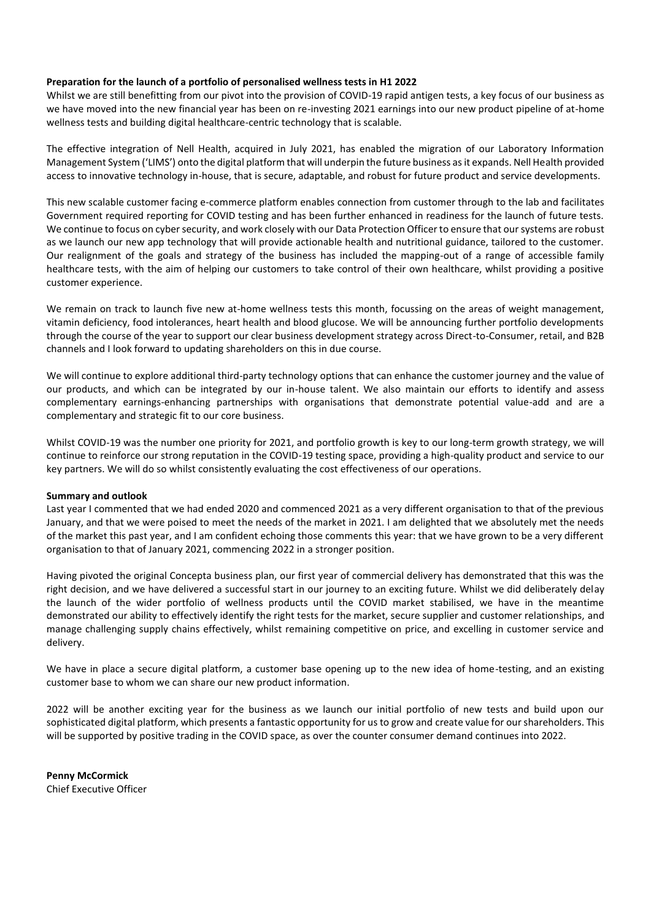**Preparation for the launch of a portfolio of personalised wellness tests in H1 2022**

Whilst we are still benefitting from our pivot into the provision of COVID-19 rapid antigen tests, a key focus of our business as we have moved into the new financial year has been on re-investing 2021 earnings into our new product pipeline of at-home wellness tests and building digital healthcare-centric technology that is scalable.

The effective integration of Nell Health, acquired in July 2021, has enabled the migration of our Laboratory Information Management System ('LIMS') onto the digital platform that will underpin the future business as it expands. Nell Health provided access to innovative technology in-house, that is secure, adaptable, and robust for future product and service developments.

This new scalable customer facing e-commerce platform enables connection from customer through to the lab and facilitates Government required reporting for COVID testing and has been further enhanced in readiness for the launch of future tests. We continue to focus on cyber security, and work closely with our Data Protection Officer to ensure that our systems are robust as we launch our new app technology that will provide actionable health and nutritional guidance, tailored to the customer. Our realignment of the goals and strategy of the business has included the mapping-out of a range of accessible family healthcare tests, with the aim of helping our customers to take control of their own healthcare, whilst providing a positive customer experience.

We remain on track to launch five new at-home wellness tests this month, focussing on the areas of weight management, vitamin deficiency, food intolerances, heart health and blood glucose. We will be announcing further portfolio developments through the course of the year to support our clear business development strategy across Direct-to-Consumer, retail, and B2B channels and I look forward to updating shareholders on this in due course.

We will continue to explore additional third-party technology options that can enhance the customer journey and the value of our products, and which can be integrated by our in-house talent. We also maintain our efforts to identify and assess complementary earnings-enhancing partnerships with organisations that demonstrate potential value-add and are a complementary and strategic fit to our core business.

Whilst COVID-19 was the number one priority for 2021, and portfolio growth is key to our long-term growth strategy, we will continue to reinforce our strong reputation in the COVID-19 testing space, providing a high-quality product and service to our key partners. We will do so whilst consistently evaluating the cost effectiveness of our operations.

**Summary and outlook**

Last year I commented that we had ended 2020 and commenced 2021 as a very different organisation to that of the previous January, and that we were poised to meet the needs of the market in 2021. I am delighted that we absolutely met the needs of the market this past year, and I am confident echoing those comments this year: that we have grown to be a very different organisation to that of January 2021, commencing 2022 in a stronger position.

Having pivoted the original Concepta business plan, our first year of commercial delivery has demonstrated that this was the right decision, and we have delivered a successful start in our journey to an exciting future. Whilst we did deliberately delay the launch of the wider portfolio of wellness products until the COVID market stabilised, we have in the meantime demonstrated our ability to effectively identify the right tests for the market, secure supplier and customer relationships, and manage challenging supply chains effectively, whilst remaining competitive on price, and excelling in customer service and delivery.

We have in place a secure digital platform, a customer base opening up to the new idea of home-testing, and an existing customer base to whom we can share our new product information.

2022 will be another exciting year for the business as we launch our initial portfolio of new tests and build upon our sophisticated digital platform, which presents a fantastic opportunity for us to grow and create value for our shareholders. This will be supported by positive trading in the COVID space, as over the counter consumer demand continues into 2022.

**Penny McCormick**
Chief Executive Officer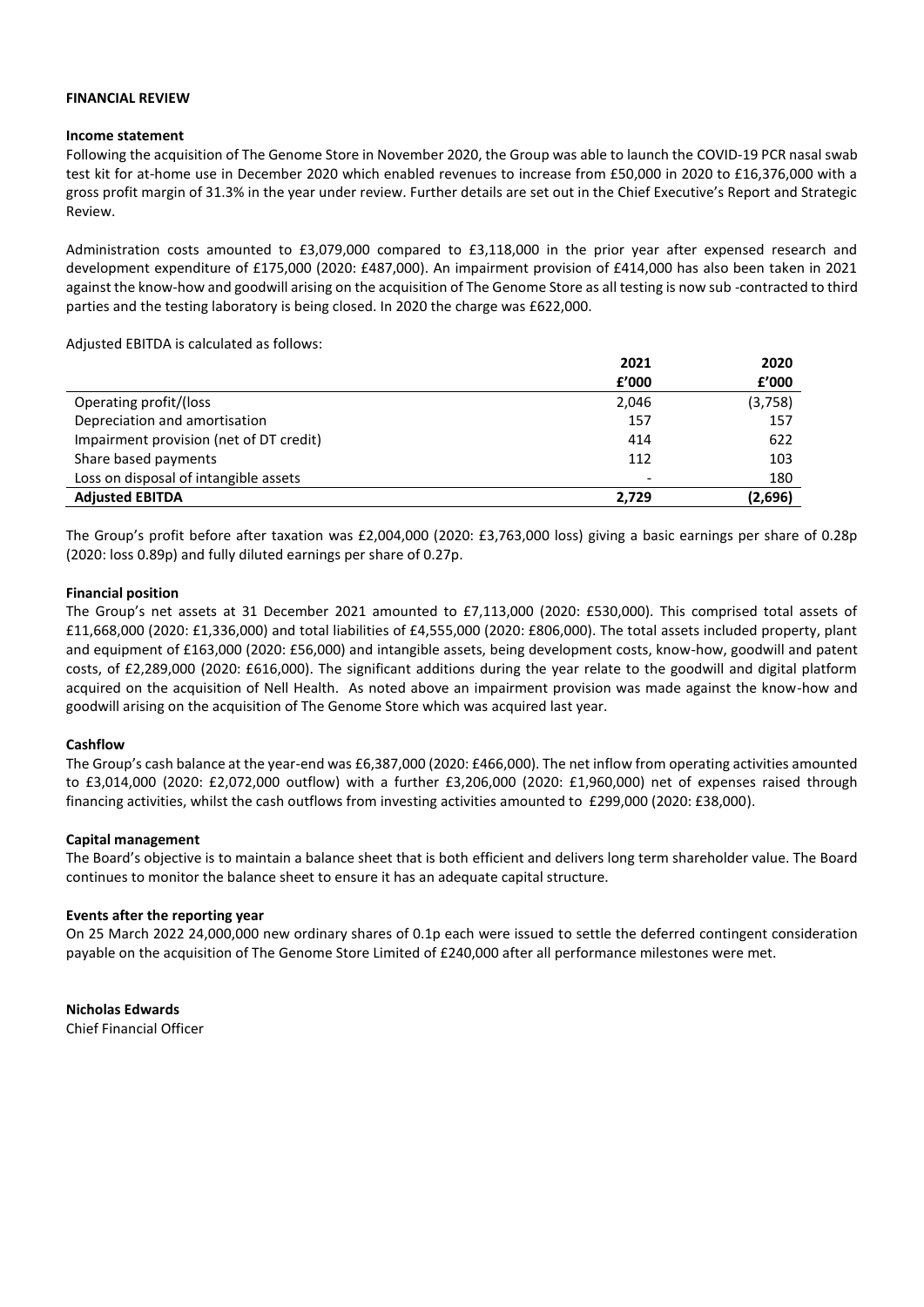**FINANCIAL REVIEW**

**Income statement**

Following the acquisition of The Genome Store in November 2020, the Group was able to launch the COVID-19 PCR nasal swab test kit for at-home use in December 2020 which enabled revenues to increase from £50,000 in 2020 to £16,376,000 with a gross profit margin of 31.3% in the year under review. Further details are set out in the Chief Executive's Report and Strategic Review.

Administration costs amounted to £3,079,000 compared to £3,118,000 in the prior year after expensed research and development expenditure of £175,000 (2020: £487,000). An impairment provision of £414,000 has also been taken in 2021 against the know-how and goodwill arising on the acquisition of The Genome Store as all testing is now sub -contracted to third parties and the testing laboratory is being closed. In 2020 the charge was £622,000.

Adjusted EBITDA is calculated as follows:

| | 2021 | 2020 |
|---|---|---|
| | £'000 | £'000 |
| Operating profit/(loss | 2,046 | (3,758) |
| Depreciation and amortisation | 157 | 157 |
| Impairment provision (net of DT credit) | 414 | 622 |
| Share based payments | 112 | 103 |
| Loss on disposal of intangible assets | - | 180 |
| **Adjusted EBITDA** | **2,729** | **(2,696)** |

The Group's profit before after taxation was £2,004,000 (2020: £3,763,000 loss) giving a basic earnings per share of 0.28p (2020: loss 0.89p) and fully diluted earnings per share of 0.27p.

**Financial position**

The Group's net assets at 31 December 2021 amounted to £7,113,000 (2020: £530,000). This comprised total assets of £11,668,000 (2020: £1,336,000) and total liabilities of £4,555,000 (2020: £806,000). The total assets included property, plant and equipment of £163,000 (2020: £56,000) and intangible assets, being development costs, know-how, goodwill and patent costs, of £2,289,000 (2020: £616,000). The significant additions during the year relate to the goodwill and digital platform acquired on the acquisition of Nell Health. As noted above an impairment provision was made against the know-how and goodwill arising on the acquisition of The Genome Store which was acquired last year.

**Cashflow**

The Group's cash balance at the year-end was £6,387,000 (2020: £466,000). The net inflow from operating activities amounted to £3,014,000 (2020: £2,072,000 outflow) with a further £3,206,000 (2020: £1,960,000) net of expenses raised through financing activities, whilst the cash outflows from investing activities amounted to £299,000 (2020: £38,000).

**Capital management**

The Board's objective is to maintain a balance sheet that is both efficient and delivers long term shareholder value. The Board continues to monitor the balance sheet to ensure it has an adequate capital structure.

**Events after the reporting year**

On 25 March 2022 24,000,000 new ordinary shares of 0.1p each were issued to settle the deferred contingent consideration payable on the acquisition of The Genome Store Limited of £240,000 after all performance milestones were met.

**Nicholas Edwards**
Chief Financial Officer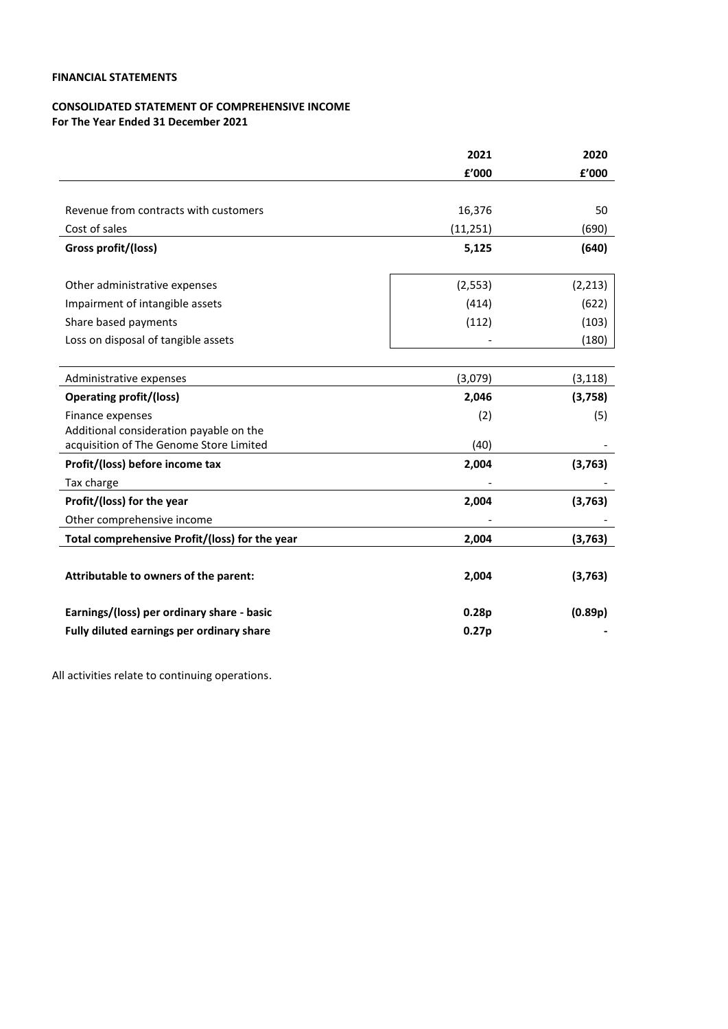**FINANCIAL STATEMENTS**

**CONSOLIDATED STATEMENT OF COMPREHENSIVE INCOME**
**For The Year Ended 31 December 2021**

| | 2021 | 2020 |
|---|---|---|
| | £'000 | £'000 |
| Revenue from contracts with customers | 16,376 | 50 |
| Cost of sales | (11,251) | (690) |
| **Gross profit/(loss)** | **5,125** | **(640)** |
| Other administrative expenses | (2,553) | (2,213) |
| Impairment of intangible assets | (414) | (622) |
| Share based payments | (112) | (103) |
| Loss on disposal of tangible assets | - | (180) |
| Administrative expenses | (3,079) | (3,118) |
| **Operating profit/(loss)** | **2,046** | **(3,758)** |
| Finance expenses | (2) | (5) |
| Additional consideration payable on the acquisition of The Genome Store Limited | (40) | - |
| **Profit/(loss) before income tax** | **2,004** | **(3,763)** |
| Tax charge | - | - |
| **Profit/(loss) for the year** | **2,004** | **(3,763)** |
| Other comprehensive income | - | - |
| **Total comprehensive Profit/(loss) for the year** | **2,004** | **(3,763)** |
| **Attributable to owners of the parent:** | **2,004** | **(3,763)** |
| **Earnings/(loss) per ordinary share - basic** | **0.28p** | **(0.89p)** |
| **Fully diluted earnings per ordinary share** | **0.27p** | **-** |

All activities relate to continuing operations.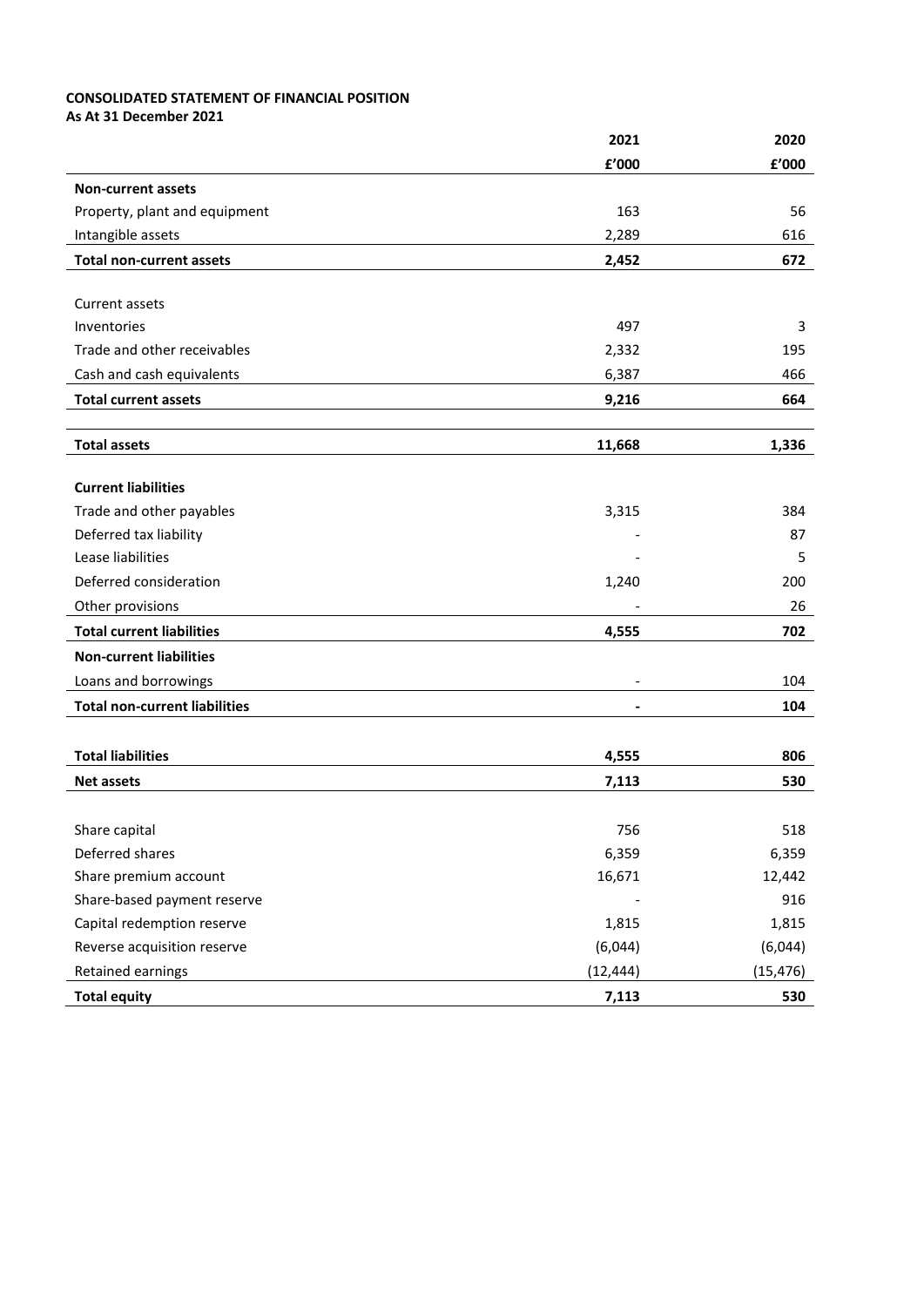**CONSOLIDATED STATEMENT OF FINANCIAL POSITION**
**As At 31 December 2021**

| | 2021 | 2020 |
|---|---|---|
| | £'000 | £'000 |
| **Non-current assets** | | |
| Property, plant and equipment | 163 | 56 |
| Intangible assets | 2,289 | 616 |
| **Total non-current assets** | **2,452** | **672** |
| | | |
| Current assets | | |
| Inventories | 497 | 3 |
| Trade and other receivables | 2,332 | 195 |
| Cash and cash equivalents | 6,387 | 466 |
| **Total current assets** | **9,216** | **664** |
| | | |
| **Total assets** | **11,668** | **1,336** |
| | | |
| **Current liabilities** | | |
| Trade and other payables | 3,315 | 384 |
| Deferred tax liability | - | 87 |
| Lease liabilities | - | 5 |
| Deferred consideration | 1,240 | 200 |
| Other provisions | - | 26 |
| **Total current liabilities** | **4,555** | **702** |
| **Non-current liabilities** | | |
| Loans and borrowings | - | 104 |
| **Total non-current liabilities** | **-** | **104** |
| | | |
| **Total liabilities** | **4,555** | **806** |
| **Net assets** | **7,113** | **530** |
| | | |
| Share capital | 756 | 518 |
| Deferred shares | 6,359 | 6,359 |
| Share premium account | 16,671 | 12,442 |
| Share-based payment reserve | - | 916 |
| Capital redemption reserve | 1,815 | 1,815 |
| Reverse acquisition reserve | (6,044) | (6,044) |
| Retained earnings | (12,444) | (15,476) |
| **Total equity** | **7,113** | **530** |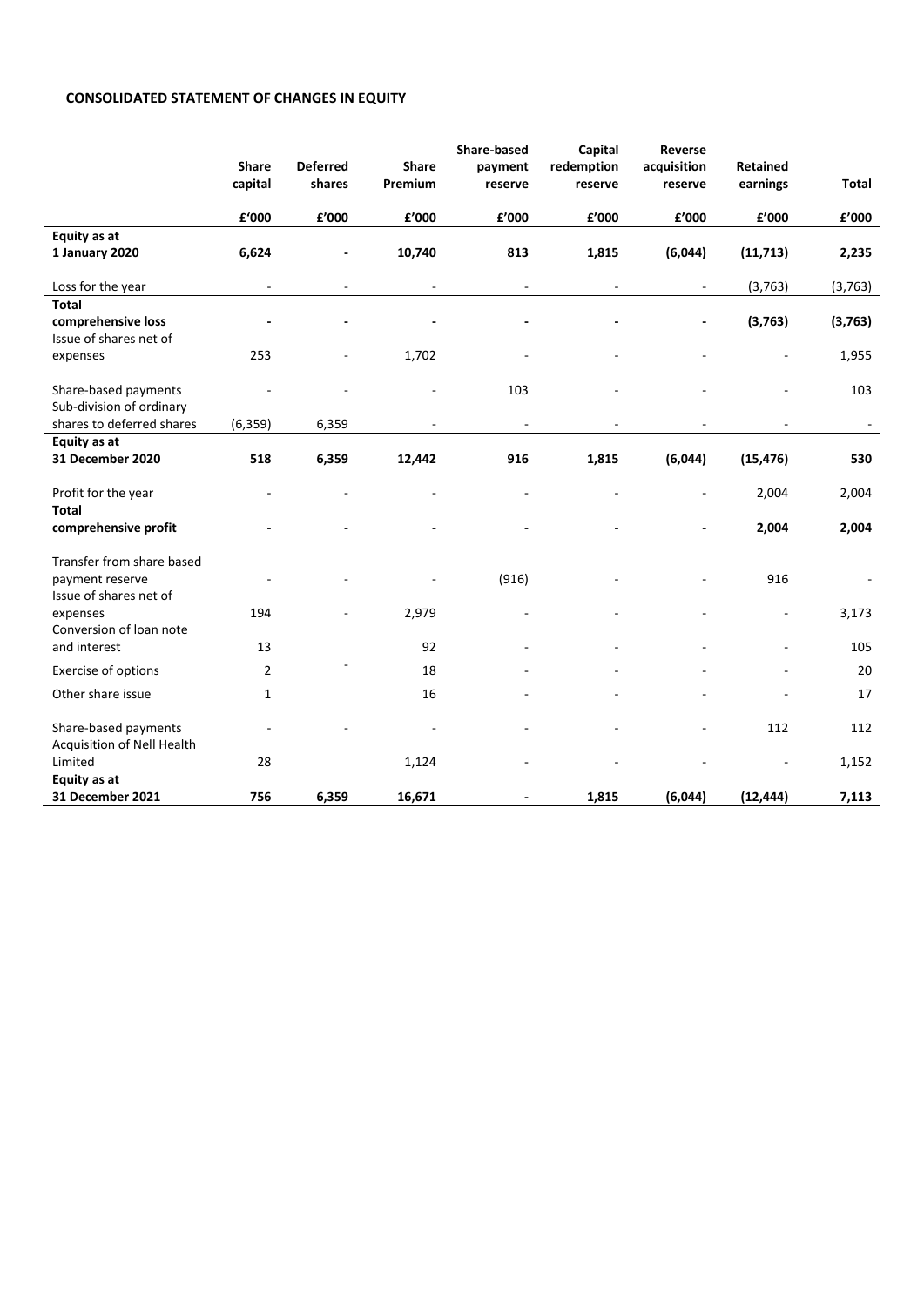## CONSOLIDATED STATEMENT OF CHANGES IN EQUITY

| | Share capital | Deferred shares | Share Premium | Share-based payment reserve | Capital redemption reserve | Reverse acquisition reserve | Retained earnings | Total |
|---|---|---|---|---|---|---|---|---|
| | £'000 | £'000 | £'000 | £'000 | £'000 | £'000 | £'000 | £'000 |
| **Equity as at 1 January 2020** | **6,624** | **-** | **10,740** | **813** | **1,815** | **(6,044)** | **(11,713)** | **2,235** |
| Loss for the year | - | - | - | - | - | - | (3,763) | (3,763) |
| **Total comprehensive loss** | **-** | **-** | **-** | **-** | **-** | **-** | **(3,763)** | **(3,763)** |
| Issue of shares net of expenses | 253 | - | 1,702 | - | - | - | - | 1,955 |
| Share-based payments | - | - | - | 103 | - | - | - | 103 |
| Sub-division of ordinary shares to deferred shares | (6,359) | 6,359 | - | - | - | - | - | - |
| **Equity as at 31 December 2020** | **518** | **6,359** | **12,442** | **916** | **1,815** | **(6,044)** | **(15,476)** | **530** |
| Profit for the year | - | - | - | - | - | - | 2,004 | 2,004 |
| **Total comprehensive profit** | **-** | **-** | **-** | **-** | **-** | **-** | **2,004** | **2,004** |
| Transfer from share based payment reserve | - | - | - | (916) | - | - | 916 | - |
| Issue of shares net of expenses | 194 | - | 2,979 | - | - | - | - | 3,173 |
| Conversion of loan note and interest | 13 | | 92 | - | - | - | - | 105 |
| Exercise of options | 2 | - | 18 | - | - | - | - | 20 |
| Other share issue | 1 | | 16 | - | - | - | - | 17 |
| Share-based payments | - | - | - | - | - | - | 112 | 112 |
| Acquisition of Nell Health Limited | 28 | | 1,124 | - | - | - | - | 1,152 |
| **Equity as at 31 December 2021** | **756** | **6,359** | **16,671** | **-** | **1,815** | **(6,044)** | **(12,444)** | **7,113** |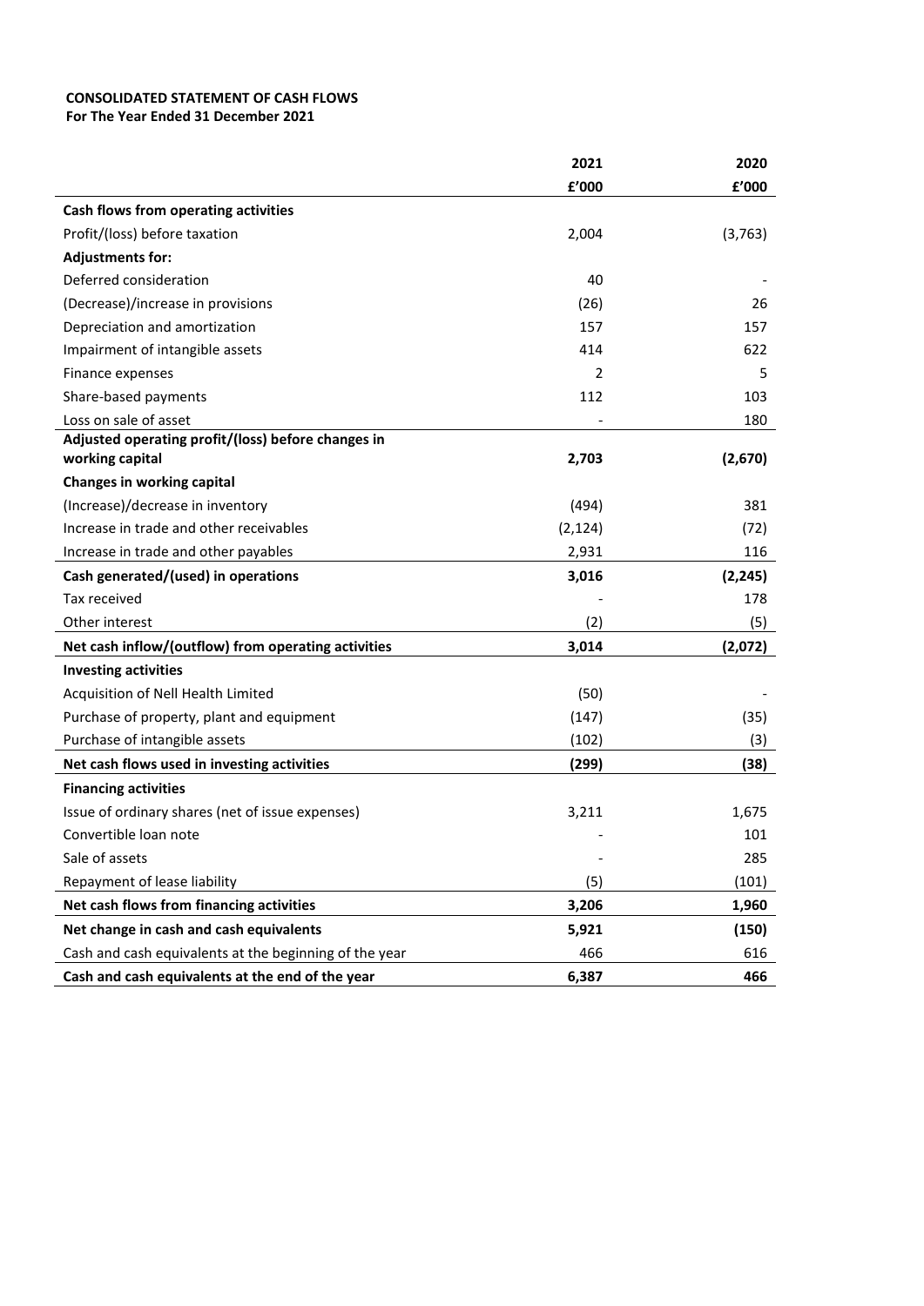**CONSOLIDATED STATEMENT OF CASH FLOWS**
**For The Year Ended 31 December 2021**

| | 2021 | 2020 |
|---|---|---|
| | £'000 | £'000 |
| **Cash flows from operating activities** | | |
| Profit/(loss) before taxation | 2,004 | (3,763) |
| **Adjustments for:** | | |
| Deferred consideration | 40 | - |
| (Decrease)/increase in provisions | (26) | 26 |
| Depreciation and amortization | 157 | 157 |
| Impairment of intangible assets | 414 | 622 |
| Finance expenses | 2 | 5 |
| Share-based payments | 112 | 103 |
| Loss on sale of asset | - | 180 |
| **Adjusted operating profit/(loss) before changes in working capital** | **2,703** | **(2,670)** |
| **Changes in working capital** | | |
| (Increase)/decrease in inventory | (494) | 381 |
| Increase in trade and other receivables | (2,124) | (72) |
| Increase in trade and other payables | 2,931 | 116 |
| **Cash generated/(used) in operations** | **3,016** | **(2,245)** |
| Tax received | - | 178 |
| Other interest | (2) | (5) |
| **Net cash inflow/(outflow) from operating activities** | **3,014** | **(2,072)** |
| **Investing activities** | | |
| Acquisition of Nell Health Limited | (50) | - |
| Purchase of property, plant and equipment | (147) | (35) |
| Purchase of intangible assets | (102) | (3) |
| **Net cash flows used in investing activities** | **(299)** | **(38)** |
| **Financing activities** | | |
| Issue of ordinary shares (net of issue expenses) | 3,211 | 1,675 |
| Convertible loan note | - | 101 |
| Sale of assets | - | 285 |
| Repayment of lease liability | (5) | (101) |
| **Net cash flows from financing activities** | **3,206** | **1,960** |
| **Net change in cash and cash equivalents** | **5,921** | **(150)** |
| Cash and cash equivalents at the beginning of the year | 466 | 616 |
| **Cash and cash equivalents at the end of the year** | **6,387** | **466** |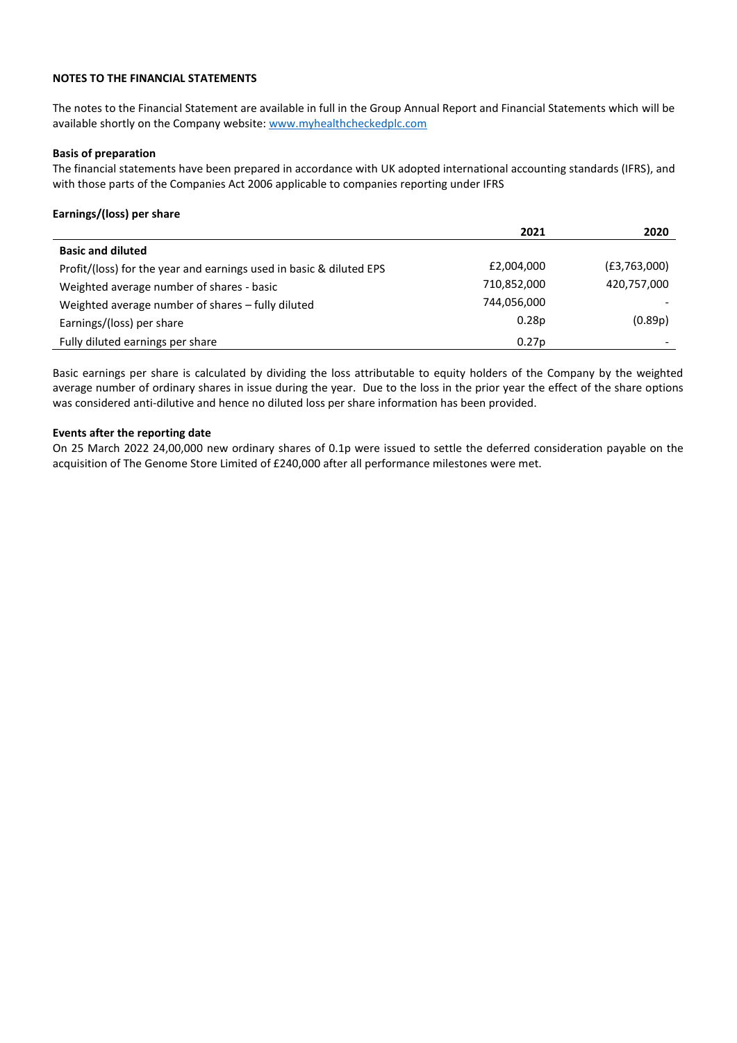**NOTES TO THE FINANCIAL STATEMENTS**

The notes to the Financial Statement are available in full in the Group Annual Report and Financial Statements which will be available shortly on the Company website: www.myhealthcheckedplc.com

**Basis of preparation**

The financial statements have been prepared in accordance with UK adopted international accounting standards (IFRS), and with those parts of the Companies Act 2006 applicable to companies reporting under IFRS

**Earnings/(loss) per share**

| | 2021 | 2020 |
|---|---|---|
| **Basic and diluted** | | |
| Profit/(loss) for the year and earnings used in basic & diluted EPS | £2,004,000 | (£3,763,000) |
| Weighted average number of shares - basic | 710,852,000 | 420,757,000 |
| Weighted average number of shares – fully diluted | 744,056,000 | - |
| Earnings/(loss) per share | 0.28p | (0.89p) |
| Fully diluted earnings per share | 0.27p | - |

Basic earnings per share is calculated by dividing the loss attributable to equity holders of the Company by the weighted average number of ordinary shares in issue during the year. Due to the loss in the prior year the effect of the share options was considered anti-dilutive and hence no diluted loss per share information has been provided.

**Events after the reporting date**

On 25 March 2022 24,00,000 new ordinary shares of 0.1p were issued to settle the deferred consideration payable on the acquisition of The Genome Store Limited of £240,000 after all performance milestones were met.